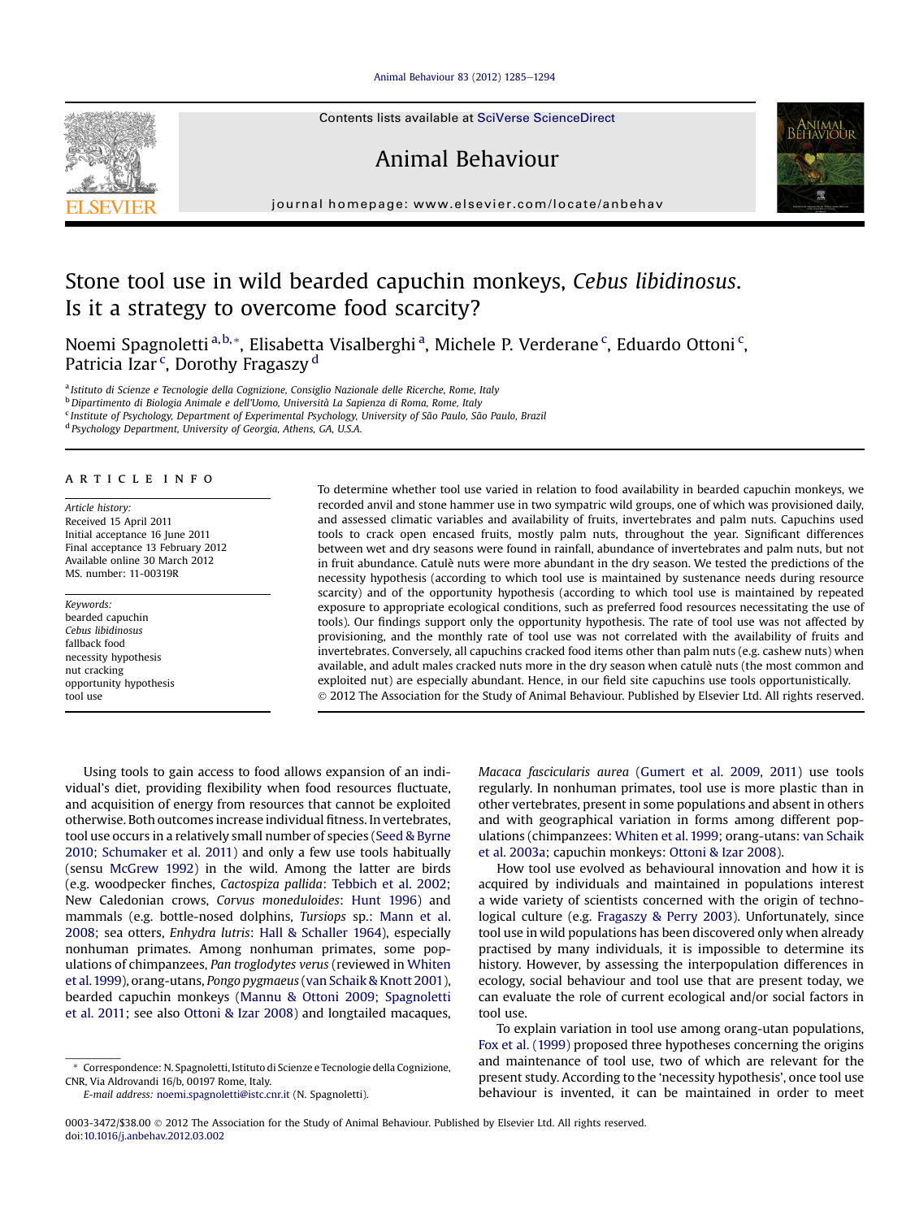# Stone tool use in wild bearded capuchin monkeys, *Cebus libidinosus*. Is it a strategy to overcome food scarcity?

Noemi Spagnoletti [a,b,*], Elisabetta Visalberghi [a], Michele P. Verderane [c], Eduardo Ottoni [c], Patricia Izar [c], Dorothy Fragaszy [d]

[a] *Istituto di Scienze e Tecnologie della Cognizione, Consiglio Nazionale delle Ricerche, Rome, Italy*
[b] *Dipartimento di Biologia Animale e dell'Uomo, Università La Sapienza di Roma, Rome, Italy*
[c] *Institute of Psychology, Department of Experimental Psychology, University of São Paulo, São Paulo, Brazil*
[d] *Psychology Department, University of Georgia, Athens, GA, U.S.A.*

## ARTICLE INFO

*Article history:*
Received 15 April 2011
Initial acceptance 16 June 2011
Final acceptance 13 February 2012
Available online 30 March 2012
MS. number: 11-00319R

*Keywords:*
bearded capuchin
*Cebus libidinosus*
fallback food
necessity hypothesis
nut cracking
opportunity hypothesis
tool use

To determine whether tool use varied in relation to food availability in bearded capuchin monkeys, we recorded anvil and stone hammer use in two sympatric wild groups, one of which was provisioned daily, and assessed climatic variables and availability of fruits, invertebrates and palm nuts. Capuchins used tools to crack open encased fruits, mostly palm nuts, throughout the year. Significant differences between wet and dry seasons were found in rainfall, abundance of invertebrates and palm nuts, but not in fruit abundance. Catulè nuts were more abundant in the dry season. We tested the predictions of the necessity hypothesis (according to which tool use is maintained by sustenance needs during resource scarcity) and of the opportunity hypothesis (according to which tool use is maintained by repeated exposure to appropriate ecological conditions, such as preferred food resources necessitating the use of tools). Our findings support only the opportunity hypothesis. The rate of tool use was not affected by provisioning, and the monthly rate of tool use was not correlated with the availability of fruits and invertebrates. Conversely, all capuchins cracked food items other than palm nuts (e.g. cashew nuts) when available, and adult males cracked nuts more in the dry season when catulè nuts (the most common and exploited nut) are especially abundant. Hence, in our field site capuchins use tools opportunistically.

© 2012 The Association for the Study of Animal Behaviour. Published by Elsevier Ltd. All rights reserved.

Using tools to gain access to food allows expansion of an individual's diet, providing flexibility when food resources fluctuate, and acquisition of energy from resources that cannot be exploited otherwise. Both outcomes increase individual fitness. In vertebrates, tool use occurs in a relatively small number of species (Seed & Byrne 2010; Schumaker et al. 2011) and only a few use tools habitually (sensu McGrew 1992) in the wild. Among the latter are birds (e.g. woodpecker finches, *Cactospiza pallida*: Tebbich et al. 2002; New Caledonian crows, *Corvus moneduloides*: Hunt 1996) and mammals (e.g. bottle-nosed dolphins, *Tursiops* sp.: Mann et al. 2008; sea otters, *Enhydra lutris*: Hall & Schaller 1964), especially nonhuman primates. Among nonhuman primates, some populations of chimpanzees, *Pan troglodytes verus* (reviewed in Whiten et al. 1999), orang-utans, *Pongo pygmaeus* (van Schaik & Knott 2001), bearded capuchin monkeys (Mannu & Ottoni 2009; Spagnoletti et al. 2011; see also Ottoni & Izar 2008) and longtailed macaques, *Macaca fascicularis aurea* (Gumert et al. 2009, 2011) use tools regularly. In nonhuman primates, tool use is more plastic than in other vertebrates, present in some populations and absent in others and with geographical variation in forms among different populations (chimpanzees: Whiten et al. 1999; orang-utans: van Schaik et al. 2003a; capuchin monkeys: Ottoni & Izar 2008).

How tool use evolved as behavioural innovation and how it is acquired by individuals and maintained in populations interest a wide variety of scientists concerned with the origin of technological culture (e.g. Fragaszy & Perry 2003). Unfortunately, since tool use in wild populations has been discovered only when already practised by many individuals, it is impossible to determine its history. However, by assessing the interpopulation differences in ecology, social behaviour and tool use that are present today, we can evaluate the role of current ecological and/or social factors in tool use.

To explain variation in tool use among orang-utan populations, Fox et al. (1999) proposed three hypotheses concerning the origins and maintenance of tool use, two of which are relevant for the present study. According to the 'necessity hypothesis', once tool use behaviour is invented, it can be maintained in order to meet

\* Correspondence: N. Spagnoletti, Istituto di Scienze e Tecnologie della Cognizione, CNR, Via Aldrovandi 16/b, 00197 Rome, Italy.
*E-mail address:* noemi.spagnoletti@istc.cnr.it (N. Spagnoletti).

0003-3472/$38.00 © 2012 The Association for the Study of Animal Behaviour. Published by Elsevier Ltd. All rights reserved.
doi:10.1016/j.anbehav.2012.03.002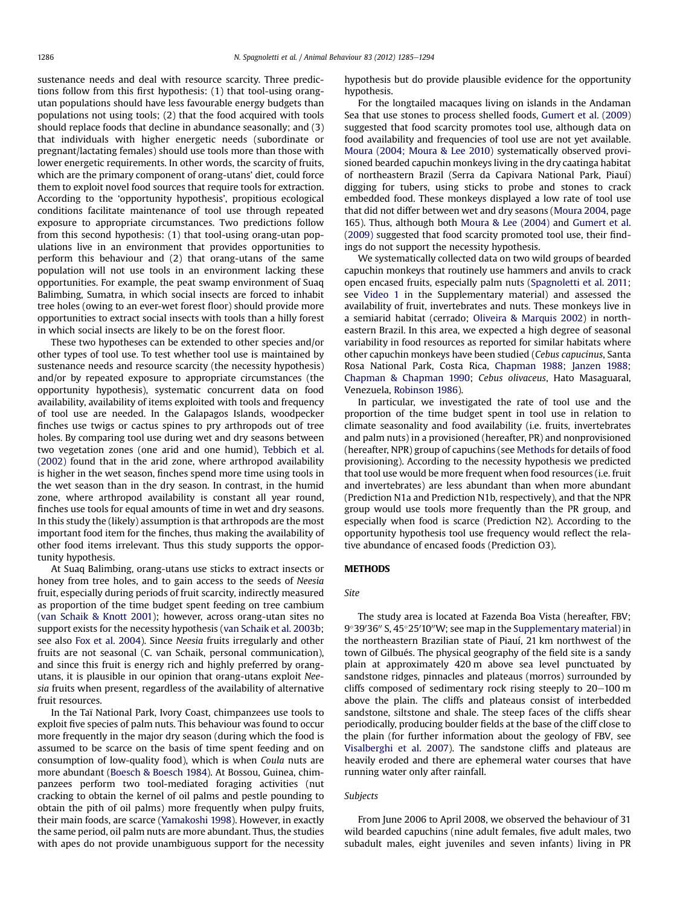sustenance needs and deal with resource scarcity. Three predictions follow from this first hypothesis: (1) that tool-using orang-utan populations should have less favourable energy budgets than populations not using tools; (2) that the food acquired with tools should replace foods that decline in abundance seasonally; and (3) that individuals with higher energetic needs (subordinate or pregnant/lactating females) should use tools more than those with lower energetic requirements. In other words, the scarcity of fruits, which are the primary component of orang-utans' diet, could force them to exploit novel food sources that require tools for extraction. According to the 'opportunity hypothesis', propitious ecological conditions facilitate maintenance of tool use through repeated exposure to appropriate circumstances. Two predictions follow from this second hypothesis: (1) that tool-using orang-utan populations live in an environment that provides opportunities to perform this behaviour and (2) that orang-utans of the same population will not use tools in an environment lacking these opportunities. For example, the peat swamp environment of Suaq Balimbing, Sumatra, in which social insects are forced to inhabit tree holes (owing to an ever-wet forest floor) should provide more opportunities to extract social insects with tools than a hilly forest in which social insects are likely to be on the forest floor.

These two hypotheses can be extended to other species and/or other types of tool use. To test whether tool use is maintained by sustenance needs and resource scarcity (the necessity hypothesis) and/or by repeated exposure to appropriate circumstances (the opportunity hypothesis), systematic concurrent data on food availability, availability of items exploited with tools and frequency of tool use are needed. In the Galapagos Islands, woodpecker finches use twigs or cactus spines to pry arthropods out of tree holes. By comparing tool use during wet and dry seasons between two vegetation zones (one arid and one humid), Tebbich et al. (2002) found that in the arid zone, where arthropod availability is higher in the wet season, finches spend more time using tools in the wet season than in the dry season. In contrast, in the humid zone, where arthropod availability is constant all year round, finches use tools for equal amounts of time in wet and dry seasons. In this study the (likely) assumption is that arthropods are the most important food item for the finches, thus making the availability of other food items irrelevant. Thus this study supports the opportunity hypothesis.

At Suaq Balimbing, orang-utans use sticks to extract insects or honey from tree holes, and to gain access to the seeds of *Neesia* fruit, especially during periods of fruit scarcity, indirectly measured as proportion of the time budget spent feeding on tree cambium (van Schaik & Knott 2001); however, across orang-utan sites no support exists for the necessity hypothesis (van Schaik et al. 2003b; see also Fox et al. 2004). Since *Neesia* fruits irregularly and other fruits are not seasonal (C. van Schaik, personal communication), and since this fruit is energy rich and highly preferred by orang-utans, it is plausible in our opinion that orang-utans exploit *Neesia* fruits when present, regardless of the availability of alternative fruit resources.

In the Taï National Park, Ivory Coast, chimpanzees use tools to exploit five species of palm nuts. This behaviour was found to occur more frequently in the major dry season (during which the food is assumed to be scarce on the basis of time spent feeding and on consumption of low-quality food), which is when *Coula* nuts are more abundant (Boesch & Boesch 1984). At Bossou, Guinea, chimpanzees perform two tool-mediated foraging activities (nut cracking to obtain the kernel of oil palms and pestle pounding to obtain the pith of oil palms) more frequently when pulpy fruits, their main foods, are scarce (Yamakoshi 1998). However, in exactly the same period, oil palm nuts are more abundant. Thus, the studies with apes do not provide unambiguous support for the necessity hypothesis but do provide plausible evidence for the opportunity hypothesis.

For the longtailed macaques living on islands in the Andaman Sea that use stones to process shelled foods, Gumert et al. (2009) suggested that food scarcity promotes tool use, although data on food availability and frequencies of tool use are not yet available. Moura (2004; Moura & Lee 2010) systematically observed provisioned bearded capuchin monkeys living in the dry caatinga habitat of northeastern Brazil (Serra da Capivara National Park, Piauí) digging for tubers, using sticks to probe and stones to crack embedded food. These monkeys displayed a low rate of tool use that did not differ between wet and dry seasons (Moura 2004, page 165). Thus, although both Moura & Lee (2004) and Gumert et al. (2009) suggested that food scarcity promoted tool use, their findings do not support the necessity hypothesis.

We systematically collected data on two wild groups of bearded capuchin monkeys that routinely use hammers and anvils to crack open encased fruits, especially palm nuts (Spagnoletti et al. 2011; see Video 1 in the Supplementary material) and assessed the availability of fruit, invertebrates and nuts. These monkeys live in a semiarid habitat (cerrado; Oliveira & Marquis 2002) in northeastern Brazil. In this area, we expected a high degree of seasonal variability in food resources as reported for similar habitats where other capuchin monkeys have been studied (*Cebus capucinus*, Santa Rosa National Park, Costa Rica, Chapman 1988; Janzen 1988; Chapman & Chapman 1990; *Cebus olivaceus*, Hato Masaguaral, Venezuela, Robinson 1986).

In particular, we investigated the rate of tool use and the proportion of the time budget spent in tool use in relation to climate seasonality and food availability (i.e. fruits, invertebrates and palm nuts) in a provisioned (hereafter, PR) and nonprovisioned (hereafter, NPR) group of capuchins (see Methods for details of food provisioning). According to the necessity hypothesis we predicted that tool use would be more frequent when food resources (i.e. fruit and invertebrates) are less abundant than when more abundant (Prediction N1a and Prediction N1b, respectively), and that the NPR group would use tools more frequently than the PR group, and especially when food is scarce (Prediction N2). According to the opportunity hypothesis tool use frequency would reflect the relative abundance of encased foods (Prediction O3).

## METHODS

### Site

The study area is located at Fazenda Boa Vista (hereafter, FBV; 9°39′36″ S, 45°25′10″W; see map in the Supplementary material) in the northeastern Brazilian state of Piauí, 21 km northwest of the town of Gilbués. The physical geography of the field site is a sandy plain at approximately 420 m above sea level punctuated by sandstone ridges, pinnacles and plateaus (morros) surrounded by cliffs composed of sedimentary rock rising steeply to 20–100 m above the plain. The cliffs and plateaus consist of interbedded sandstone, siltstone and shale. The steep faces of the cliffs shear periodically, producing boulder fields at the base of the cliff close to the plain (for further information about the geology of FBV, see Visalberghi et al. 2007). The sandstone cliffs and plateaus are heavily eroded and there are ephemeral water courses that have running water only after rainfall.

### Subjects

From June 2006 to April 2008, we observed the behaviour of 31 wild bearded capuchins (nine adult females, five adult males, two subadult males, eight juveniles and seven infants) living in PR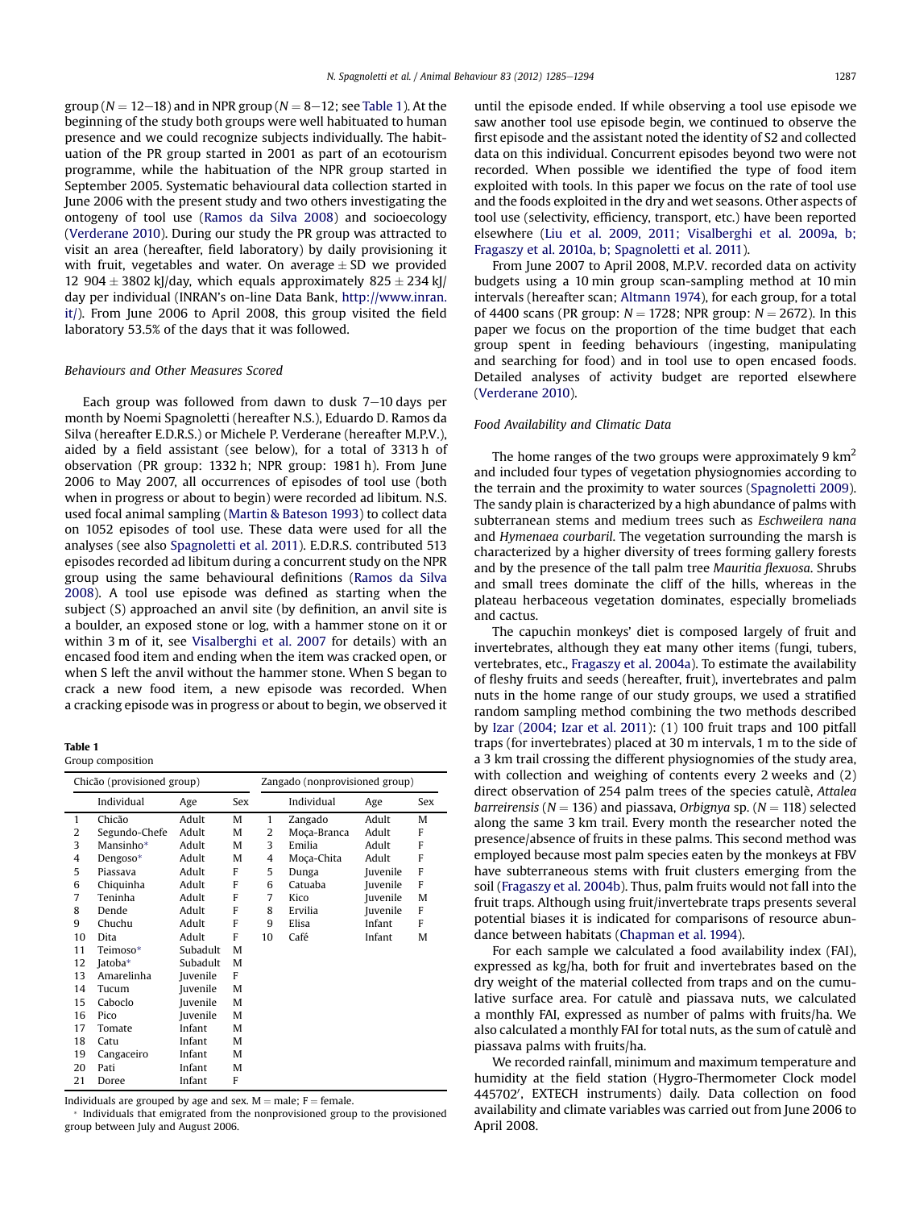group ($N = 12$–$18$) and in NPR group ($N = 8$–$12$; see Table 1). At the beginning of the study both groups were well habituated to human presence and we could recognize subjects individually. The habituation of the PR group started in 2001 as part of an ecotourism programme, while the habituation of the NPR group started in September 2005. Systematic behavioural data collection started in June 2006 with the present study and two others investigating the ontogeny of tool use (Ramos da Silva 2008) and socioecology (Verderane 2010). During our study the PR group was attracted to visit an area (hereafter, field laboratory) by daily provisioning it with fruit, vegetables and water. On average ± SD we provided 12 904 ± 3802 kJ/day, which equals approximately 825 ± 234 kJ/day per individual (INRAN's on-line Data Bank, http://www.inran.it/). From June 2006 to April 2008, this group visited the field laboratory 53.5% of the days that it was followed.

### Behaviours and Other Measures Scored

Each group was followed from dawn to dusk 7–10 days per month by Noemi Spagnoletti (hereafter N.S.), Eduardo D. Ramos da Silva (hereafter E.D.R.S.) or Michele P. Verderane (hereafter M.P.V.), aided by a field assistant (see below), for a total of 3313 h of observation (PR group: 1332 h; NPR group: 1981 h). From June 2006 to May 2007, all occurrences of episodes of tool use (both when in progress or about to begin) were recorded ad libitum. N.S. used focal animal sampling (Martin & Bateson 1993) to collect data on 1052 episodes of tool use. These data were used for all the analyses (see also Spagnoletti et al. 2011). E.D.R.S. contributed 513 episodes recorded ad libitum during a concurrent study on the NPR group using the same behavioural definitions (Ramos da Silva 2008). A tool use episode was defined as starting when the subject (S) approached an anvil site (by definition, an anvil site is a boulder, an exposed stone or log, with a hammer stone on it or within 3 m of it, see Visalberghi et al. 2007 for details) with an encased food item and ending when the item was cracked open, or when S left the anvil without the hammer stone. When S began to crack a new food item, a new episode was recorded. When a cracking episode was in progress or about to begin, we observed it until the episode ended. If while observing a tool use episode we saw another tool use episode begin, we continued to observe the first episode and the assistant noted the identity of S2 and collected data on this individual. Concurrent episodes beyond two were not recorded. When possible we identified the type of food item exploited with tools. In this paper we focus on the rate of tool use and the foods exploited in the dry and wet seasons. Other aspects of tool use (selectivity, efficiency, transport, etc.) have been reported elsewhere (Liu et al. 2009, 2011; Visalberghi et al. 2009a, b; Fragaszy et al. 2010a, b; Spagnoletti et al. 2011).

From June 2007 to April 2008, M.P.V. recorded data on activity budgets using a 10 min group scan-sampling method at 10 min intervals (hereafter scan; Altmann 1974), for each group, for a total of 4400 scans (PR group: $N = 1728$; NPR group: $N = 2672$). In this paper we focus on the proportion of the time budget that each group spent in feeding behaviours (ingesting, manipulating and searching for food) and in tool use to open encased foods. Detailed analyses of activity budget are reported elsewhere (Verderane 2010).

### Food Availability and Climatic Data

The home ranges of the two groups were approximately 9 km$^2$ and included four types of vegetation physiognomies according to the terrain and the proximity to water sources (Spagnoletti 2009). The sandy plain is characterized by a high abundance of palms with subterranean stems and medium trees such as *Eschweilera nana* and *Hymenaea courbaril*. The vegetation surrounding the marsh is characterized by a higher diversity of trees forming gallery forests and by the presence of the tall palm tree *Mauritia flexuosa*. Shrubs and small trees dominate the cliff of the hills, whereas in the plateau herbaceous vegetation dominates, especially bromeliads and cactus.

The capuchin monkeys' diet is composed largely of fruit and invertebrates, although they eat many other items (fungi, tubers, vertebrates, etc., Fragaszy et al. 2004a). To estimate the availability of fleshy fruits and seeds (hereafter, fruit), invertebrates and palm nuts in the home range of our study groups, we used a stratified random sampling method combining the two methods described by Izar (2004; Izar et al. 2011): (1) 100 fruit traps and 100 pitfall traps (for invertebrates) placed at 30 m intervals, 1 m to the side of a 3 km trail crossing the different physiognomies of the study area, with collection and weighing of contents every 2 weeks and (2) direct observation of 254 palm trees of the species catulè, *Attalea barreirensis* ($N = 136$) and piassava, *Orbignya* sp. ($N = 118$) selected along the same 3 km trail. Every month the researcher noted the presence/absence of fruits in these palms. This second method was employed because most palm species eaten by the monkeys at FBV have subterraneous stems with fruit clusters emerging from the soil (Fragaszy et al. 2004b). Thus, palm fruits would not fall into the fruit traps. Although using fruit/invertebrate traps presents several potential biases it is indicated for comparisons of resource abundance between habitats (Chapman et al. 1994).

For each sample we calculated a food availability index (FAI), expressed as kg/ha, both for fruit and invertebrates based on the dry weight of the material collected from traps and on the cumulative surface area. For catulè and piassava nuts, we calculated a monthly FAI, expressed as number of palms with fruits/ha. We also calculated a monthly FAI for total nuts, as the sum of catulè and piassava palms with fruits/ha.

We recorded rainfall, minimum and maximum temperature and humidity at the field station (Hygro-Thermometer Clock model 445702′, EXTECH instruments) daily. Data collection on food availability and climate variables was carried out from June 2006 to April 2008.

**Table 1**
Group composition

| Chicão (provisioned group) | | | | Zangado (nonprovisioned group) | | | |
|---|---|---|---|---|---|---|---|
| | Individual | Age | Sex | | Individual | Age | Sex |
| 1 | Chicão | Adult | M | 1 | Zangado | Adult | M |
| 2 | Segundo-Chefe | Adult | M | 2 | Moça-Branca | Adult | F |
| 3 | Mansinho* | Adult | M | 3 | Emilia | Adult | F |
| 4 | Dengoso* | Adult | M | 4 | Moça-Chita | Adult | F |
| 5 | Piassava | Adult | F | 5 | Dunga | Juvenile | F |
| 6 | Chiquinha | Adult | F | 6 | Catuaba | Juvenile | F |
| 7 | Teninha | Adult | F | 7 | Kico | Juvenile | M |
| 8 | Dende | Adult | F | 8 | Ervilia | Juvenile | F |
| 9 | Chuchu | Adult | F | 9 | Elisa | Infant | F |
| 10 | Dita | Adult | F | 10 | Café | Infant | M |
| 11 | Teimoso* | Subadult | M | | | | |
| 12 | Jatoba* | Subadult | M | | | | |
| 13 | Amarelinha | Juvenile | F | | | | |
| 14 | Tucum | Juvenile | M | | | | |
| 15 | Caboclo | Juvenile | M | | | | |
| 16 | Pico | Juvenile | M | | | | |
| 17 | Tomate | Infant | M | | | | |
| 18 | Catu | Infant | M | | | | |
| 19 | Cangaceiro | Infant | M | | | | |
| 20 | Pati | Infant | M | | | | |
| 21 | Doree | Infant | F | | | | |

Individuals are grouped by age and sex. M = male; F = female.
* Individuals that emigrated from the nonprovisioned group to the provisioned group between July and August 2006.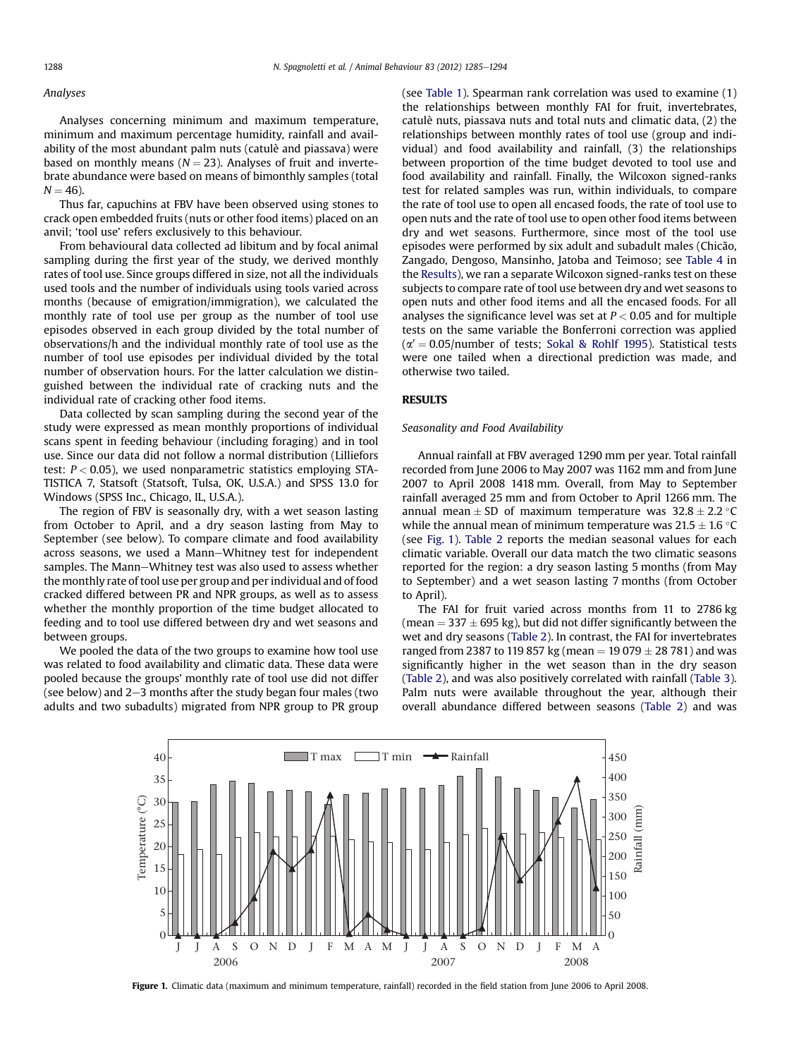### Analyses

Analyses concerning minimum and maximum temperature, minimum and maximum percentage humidity, rainfall and availability of the most abundant palm nuts (catulè and piassava) were based on monthly means ($N = 23$). Analyses of fruit and invertebrate abundance were based on means of bimonthly samples (total $N = 46$).

Thus far, capuchins at FBV have been observed using stones to crack open embedded fruits (nuts or other food items) placed on an anvil; 'tool use' refers exclusively to this behaviour.

From behavioural data collected ad libitum and by focal animal sampling during the first year of the study, we derived monthly rates of tool use. Since groups differed in size, not all the individuals used tools and the number of individuals using tools varied across months (because of emigration/immigration), we calculated the monthly rate of tool use per group as the number of tool use episodes observed in each group divided by the total number of observations/h and the individual monthly rate of tool use as the number of tool use episodes per individual divided by the total number of observation hours. For the latter calculation we distinguished between the individual rate of cracking nuts and the individual rate of cracking other food items.

Data collected by scan sampling during the second year of the study were expressed as mean monthly proportions of individual scans spent in feeding behaviour (including foraging) and in tool use. Since our data did not follow a normal distribution (Lilliefors test: $P < 0.05$), we used nonparametric statistics employing STATISTICA 7, Statsoft (Statsoft, Tulsa, OK, U.S.A.) and SPSS 13.0 for Windows (SPSS Inc., Chicago, IL, U.S.A.).

The region of FBV is seasonally dry, with a wet season lasting from October to April, and a dry season lasting from May to September (see below). To compare climate and food availability across seasons, we used a Mann–Whitney test for independent samples. The Mann–Whitney test was also used to assess whether the monthly rate of tool use per group and per individual and of food cracked differed between PR and NPR groups, as well as to assess whether the monthly proportion of the time budget allocated to feeding and to tool use differed between dry and wet seasons and between groups.

We pooled the data of the two groups to examine how tool use was related to food availability and climatic data. These data were pooled because the groups' monthly rate of tool use did not differ (see below) and 2–3 months after the study began four males (two adults and two subadults) migrated from NPR group to PR group (see Table 1). Spearman rank correlation was used to examine (1) the relationships between monthly FAI for fruit, invertebrates, catulè nuts, piassava nuts and total nuts and climatic data, (2) the relationships between monthly rates of tool use (group and individual) and food availability and rainfall, (3) the relationships between proportion of the time budget devoted to tool use and food availability and rainfall. Finally, the Wilcoxon signed-ranks test for related samples was run, within individuals, to compare the rate of tool use to open all encased foods, the rate of tool use to open nuts and the rate of tool use to open other food items between dry and wet seasons. Furthermore, since most of the tool use episodes were performed by six adult and subadult males (Chicão, Zangado, Dengoso, Mansinho, Jatoba and Teimoso; see Table 4 in the Results), we ran a separate Wilcoxon signed-ranks test on these subjects to compare rate of tool use between dry and wet seasons to open nuts and other food items and all the encased foods. For all analyses the significance level was set at $P < 0.05$ and for multiple tests on the same variable the Bonferroni correction was applied ($\alpha' = 0.05$/number of tests; Sokal & Rohlf 1995). Statistical tests were one tailed when a directional prediction was made, and otherwise two tailed.

## RESULTS

### Seasonality and Food Availability

Annual rainfall at FBV averaged 1290 mm per year. Total rainfall recorded from June 2006 to May 2007 was 1162 mm and from June 2007 to April 2008 1418 mm. Overall, from May to September rainfall averaged 25 mm and from October to April 1266 mm. The annual mean $\pm$ SD of maximum temperature was $32.8 \pm 2.2$ °C while the annual mean of minimum temperature was $21.5 \pm 1.6$ °C (see Fig. 1). Table 2 reports the median seasonal values for each climatic variable. Overall our data match the two climatic seasons reported for the region: a dry season lasting 5 months (from May to September) and a wet season lasting 7 months (from October to April).

The FAI for fruit varied across months from 11 to 2786 kg (mean $= 337 \pm 695$ kg), but did not differ significantly between the wet and dry seasons (Table 2). In contrast, the FAI for invertebrates ranged from 2387 to 119 857 kg (mean $= 19\,079 \pm 28\,781$) and was significantly higher in the wet season than in the dry season (Table 2), and was also positively correlated with rainfall (Table 3). Palm nuts were available throughout the year, although their overall abundance differed between seasons (Table 2) and was

T max
T min
Rainfall
Temperature (°C)
Rainfall (mm)
0
5
10
15
20
25
30
35
40
0
50
100
150
200
250
300
350
400
450
J J A S O N D J F M A M J J A S O N D J F M A
2006
2007
2008

**Figure 1.** Climatic data (maximum and minimum temperature, rainfall) recorded in the field station from June 2006 to April 2008.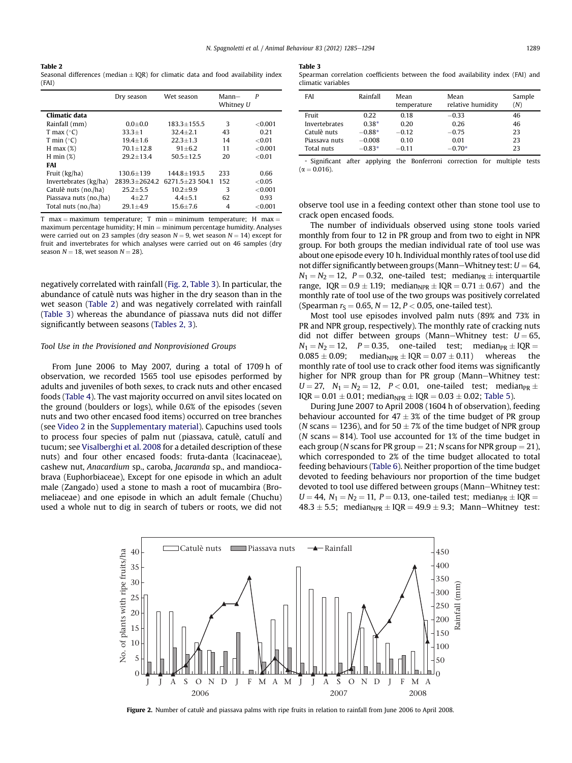**Table 2**
Seasonal differences (median ± IQR) for climatic data and food availability index (FAI)

| | Dry season | Wet season | Mann–Whitney $U$ | $P$ |
|---|---|---|---|---|
| **Climatic data** | | | | |
| Rainfall (mm) | 0.0±0.0 | 183.3±155.5 | 3 | <0.001 |
| T max (°C) | 33.3±1 | 32.4±2.1 | 43 | 0.21 |
| T min (°C) | 19.4±1.6 | 22.3±1.3 | 14 | <0.01 |
| H max (%) | 70.1±12.8 | 91±6.2 | 11 | <0.001 |
| H min (%) | 29.2±13.4 | 50.5±12.5 | 20 | <0.01 |
| **FAI** | | | | |
| Fruit (kg/ha) | 130.6±139 | 144.8±193.5 | 233 | 0.66 |
| Invertebrates (kg/ha) | 2839.3±2624.2 | 6271.5±23 504.1 | 152 | <0.05 |
| Catulè nuts (no./ha) | 25.2±5.5 | 10.2±9.9 | 3 | <0.001 |
| Piassava nuts (no./ha) | 4±2.7 | 4.4±5.1 | 62 | 0.93 |
| Total nuts (no./ha) | 29.1±4.9 | 15.6±7.6 | 4 | <0.001 |

T max = maximum temperature; T min = minimum temperature; H max = maximum percentage humidity; H min = minimum percentage humidity. Analyses were carried out on 23 samples (dry season $N = 9$, wet season $N = 14$) except for fruit and invertebrates for which analyses were carried out on 46 samples (dry season $N = 18$, wet season $N = 28$).

**Table 3**
Spearman correlation coefficients between the food availability index (FAI) and climatic variables

| FAI | Rainfall | Mean temperature | Mean relative humidity | Sample ($N$) |
|---|---|---|---|---|
| Fruit | 0.22 | 0.18 | −0.33 | 46 |
| Invertebrates | 0.38* | 0.20 | 0.26 | 46 |
| Catulè nuts | −0.88* | −0.12 | −0.75 | 23 |
| Piassava nuts | −0.008 | 0.10 | 0.01 | 23 |
| Total nuts | −0.83* | −0.11 | −0.70* | 23 |

\* Significant after applying the Bonferroni correction for multiple tests ($\alpha = 0.016$).

negatively correlated with rainfall (Fig. 2, Table 3). In particular, the abundance of catulè nuts was higher in the dry season than in the wet season (Table 2) and was negatively correlated with rainfall (Table 3) whereas the abundance of piassava nuts did not differ significantly between seasons (Tables 2, 3).

### Tool Use in the Provisioned and Nonprovisioned Groups

From June 2006 to May 2007, during a total of 1709 h of observation, we recorded 1565 tool use episodes performed by adults and juveniles of both sexes, to crack nuts and other encased foods (Table 4). The vast majority occurred on anvil sites located on the ground (boulders or logs), while 0.6% of the episodes (seven nuts and two other encased food items) occurred on tree branches (see Video 2 in the Supplementary material). Capuchins used tools to process four species of palm nut (piassava, catulè, catulí and tucum; see Visalberghi et al. 2008 for a detailed description of these nuts) and four other encased foods: fruta-danta (Icacinaceae), cashew nut, *Anacardium* sp., caroba, *Jacaranda* sp., and mandiocabrava (Euphorbiaceae), Except for one episode in which an adult male (Zangado) used a stone to mash a root of mucambira (Bromeliaceae) and one episode in which an adult female (Chuchu) used a whole nut to dig in search of tubers or roots, we did not observe tool use in a feeding context other than stone tool use to crack open encased foods.

The number of individuals observed using stone tools varied monthly from four to 12 in PR group and from two to eight in NPR group. For both groups the median individual rate of tool use was about one episode every 10 h. Individual monthly rates of tool use did not differ significantly between groups (Mann–Whitney test: $U = 64$, $N_1 = N_2 = 12$, $P = 0.32$, one-tailed test; $\text{median}_{PR} \pm$ interquartile range, $\text{IQR} = 0.9 \pm 1.19$; $\text{median}_{NPR} \pm \text{IQR} = 0.71 \pm 0.67$) and the monthly rate of tool use of the two groups was positively correlated (Spearman $r_S = 0.65$, $N = 12$, $P < 0.05$, one-tailed test).

Most tool use episodes involved palm nuts (89% and 73% in PR and NPR group, respectively). The monthly rate of cracking nuts did not differ between groups (Mann–Whitney test: $U = 65$, $N_1 = N_2 = 12$, $P = 0.35$, one-tailed test; $\text{median}_{PR} \pm \text{IQR} = 0.085 \pm 0.09$; $\text{median}_{NPR} \pm \text{IQR} = 0.07 \pm 0.11$) whereas the monthly rate of tool use to crack other food items was significantly higher for NPR group than for PR group (Mann–Whitney test: $U = 27$, $N_1 = N_2 = 12$, $P < 0.01$, one-tailed test; $\text{median}_{PR} \pm \text{IQR} = 0.01 \pm 0.01$; $\text{median}_{NPR} \pm \text{IQR} = 0.03 \pm 0.02$; Table 5).

During June 2007 to April 2008 (1604 h of observation), feeding behaviour accounted for 47 ± 3% of the time budget of PR group ($N$ scans = 1236), and for 50 ± 7% of the time budget of NPR group ($N$ scans = 814). Tool use accounted for 1% of the time budget in each group ($N$ scans for PR group = 21; $N$ scans for NPR group = 21), which corresponded to 2% of the time budget allocated to total feeding behaviours (Table 6). Neither proportion of the time budget devoted to feeding behaviours nor proportion of the time budget devoted to tool use differed between groups (Mann–Whitney test: $U = 44$, $N_1 = N_2 = 11$, $P = 0.13$, one-tailed test; $\text{median}_{PR} \pm \text{IQR} = 48.3 \pm 5.5$; $\text{median}_{NPR} \pm \text{IQR} = 49.9 \pm 9.3$; Mann–Whitney test:

**Figure 2.** Number of catulè and piassava palms with ripe fruits in relation to rainfall from June 2006 to April 2008.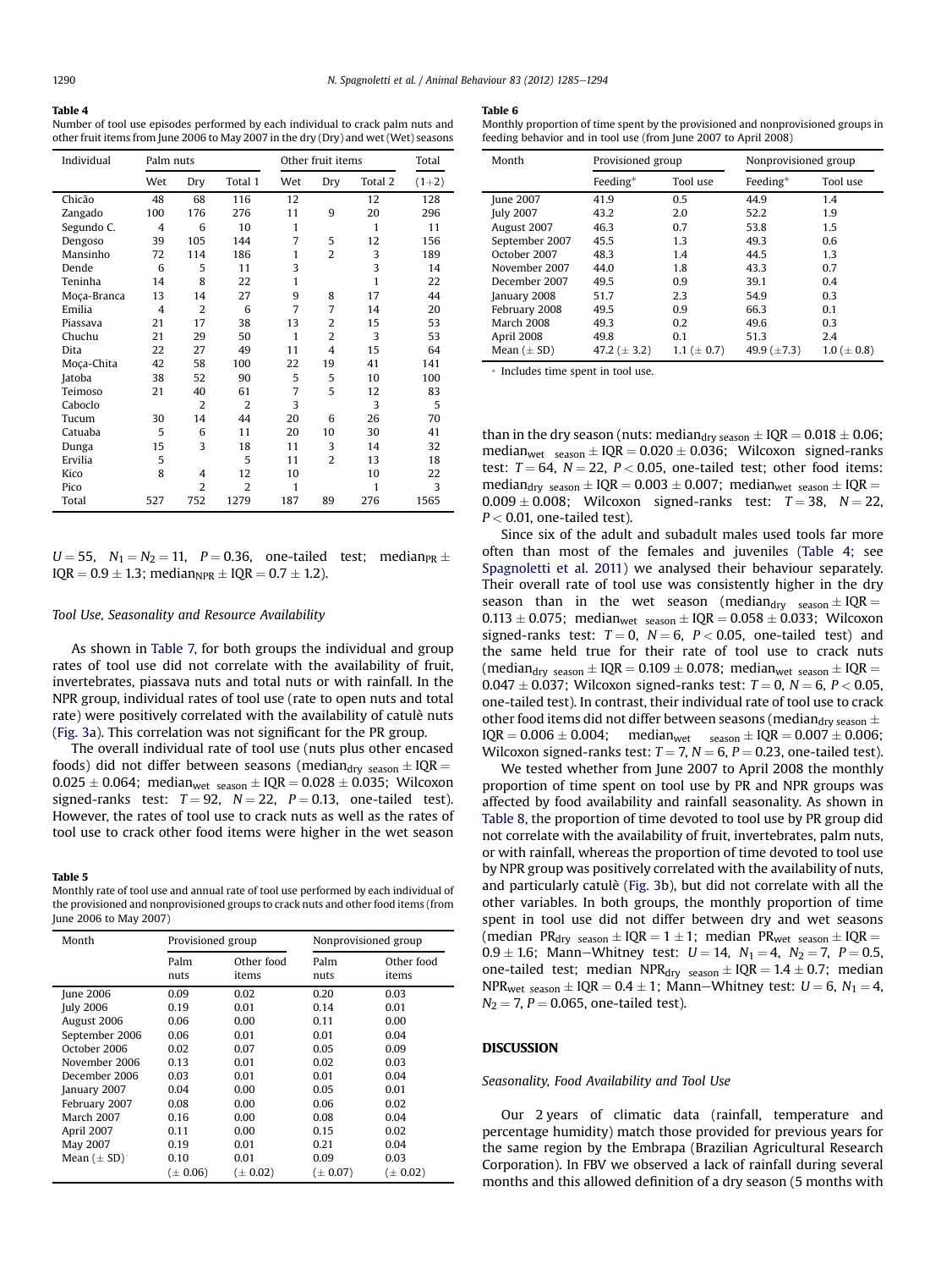**Table 4**
Number of tool use episodes performed by each individual to crack palm nuts and other fruit items from June 2006 to May 2007 in the dry (Dry) and wet (Wet) seasons

| Individual | Palm nuts | | | Other fruit items | | | Total |
|---|---|---|---|---|---|---|---|
| | Wet | Dry | Total 1 | Wet | Dry | Total 2 | (1+2) |
| Chicão | 48 | 68 | 116 | 12 | | 12 | 128 |
| Zangado | 100 | 176 | 276 | 11 | 9 | 20 | 296 |
| Segundo C. | 4 | 6 | 10 | 1 | | 1 | 11 |
| Dengoso | 39 | 105 | 144 | 7 | 5 | 12 | 156 |
| Mansinho | 72 | 114 | 186 | 1 | 2 | 3 | 189 |
| Dende | 6 | 5 | 11 | 3 | | 3 | 14 |
| Teninha | 14 | 8 | 22 | 1 | | 1 | 22 |
| Moça-Branca | 13 | 14 | 27 | 9 | 8 | 17 | 44 |
| Emilia | 4 | 2 | 6 | 7 | 7 | 14 | 20 |
| Piassava | 21 | 17 | 38 | 13 | 2 | 15 | 53 |
| Chuchu | 21 | 29 | 50 | 1 | 2 | 3 | 53 |
| Dita | 22 | 27 | 49 | 11 | 4 | 15 | 64 |
| Moça-Chita | 42 | 58 | 100 | 22 | 19 | 41 | 141 |
| Jatoba | 38 | 52 | 90 | 5 | 5 | 10 | 100 |
| Teimoso | 21 | 40 | 61 | 7 | 5 | 12 | 83 |
| Caboclo | | 2 | 2 | 3 | | 3 | 5 |
| Tucum | 30 | 14 | 44 | 20 | 6 | 26 | 70 |
| Catuaba | 5 | 6 | 11 | 20 | 10 | 30 | 41 |
| Dunga | 15 | 3 | 18 | 11 | 3 | 14 | 32 |
| Ervilia | 5 | | 5 | 11 | 2 | 13 | 18 |
| Kico | 8 | 4 | 12 | 10 | | 10 | 22 |
| Pico | | 2 | 2 | 1 | | 1 | 3 |
| Total | 527 | 752 | 1279 | 187 | 89 | 276 | 1565 |

$U = 55$, $N_1 = N_2 = 11$, $P = 0.36$, one-tailed test; $\text{median}_{PR} \pm \text{IQR} = 0.9 \pm 1.3$; $\text{median}_{NPR} \pm \text{IQR} = 0.7 \pm 1.2$).

### *Tool Use, Seasonality and Resource Availability*

As shown in Table 7, for both groups the individual and group rates of tool use did not correlate with the availability of fruit, invertebrates, piassava nuts and total nuts or with rainfall. In the NPR group, individual rates of tool use (rate to open nuts and total rate) were positively correlated with the availability of catulè nuts (Fig. 3a). This correlation was not significant for the PR group.

The overall individual rate of tool use (nuts plus other encased foods) did not differ between seasons ($\text{median}_{\text{dry season}} \pm \text{IQR} = 0.025 \pm 0.064$; $\text{median}_{\text{wet season}} \pm \text{IQR} = 0.028 \pm 0.035$; Wilcoxon signed-ranks test: $T = 92$, $N = 22$, $P = 0.13$, one-tailed test). However, the rates of tool use to crack nuts as well as the rates of tool use to crack other food items were higher in the wet season than in the dry season (nuts: $\text{median}_{\text{dry season}} \pm \text{IQR} = 0.018 \pm 0.06$; $\text{median}_{\text{wet season}} \pm \text{IQR} = 0.020 \pm 0.036$; Wilcoxon signed-ranks test: $T = 64$, $N = 22$, $P < 0.05$, one-tailed test; other food items: $\text{median}_{\text{dry season}} \pm \text{IQR} = 0.003 \pm 0.007$; $\text{median}_{\text{wet season}} \pm \text{IQR} = 0.009 \pm 0.008$; Wilcoxon signed-ranks test: $T = 38$, $N = 22$, $P < 0.01$, one-tailed test).

Since six of the adult and subadult males used tools far more often than most of the females and juveniles (Table 4; see Spagnoletti et al. 2011) we analysed their behaviour separately. Their overall rate of tool use was consistently higher in the dry season than in the wet season ($\text{median}_{\text{dry season}} \pm \text{IQR} = 0.113 \pm 0.075$; $\text{median}_{\text{wet season}} \pm \text{IQR} = 0.058 \pm 0.033$; Wilcoxon signed-ranks test: $T = 0$, $N = 6$, $P < 0.05$, one-tailed test) and the same held true for their rate of tool use to crack nuts ($\text{median}_{\text{dry season}} \pm \text{IQR} = 0.109 \pm 0.078$; $\text{median}_{\text{wet season}} \pm \text{IQR} = 0.047 \pm 0.037$; Wilcoxon signed-ranks test: $T = 0$, $N = 6$, $P < 0.05$, one-tailed test). In contrast, their individual rate of tool use to crack other food items did not differ between seasons ($\text{median}_{\text{dry season}} \pm \text{IQR} = 0.006 \pm 0.004$; $\text{median}_{\text{wet season}} \pm \text{IQR} = 0.007 \pm 0.006$; Wilcoxon signed-ranks test: $T = 7$, $N = 6$, $P = 0.23$, one-tailed test).

We tested whether from June 2007 to April 2008 the monthly proportion of time spent on tool use by PR and NPR groups was affected by food availability and rainfall seasonality. As shown in Table 8, the proportion of time devoted to tool use by PR group did not correlate with the availability of fruit, invertebrates, palm nuts, or with rainfall, whereas the proportion of time devoted to tool use by NPR group was positively correlated with the availability of nuts, and particularly catulè (Fig. 3b), but did not correlate with all the other variables. In both groups, the monthly proportion of time spent in tool use did not differ between dry and wet seasons (median $\text{PR}_{\text{dry season}} \pm \text{IQR} = 1 \pm 1$; median $\text{PR}_{\text{wet season}} \pm \text{IQR} = 0.9 \pm 1.6$; Mann–Whitney test: $U = 14$, $N_1 = 4$, $N_2 = 7$, $P = 0.5$, one-tailed test; median $\text{NPR}_{\text{dry season}} \pm \text{IQR} = 1.4 \pm 0.7$; median $\text{NPR}_{\text{wet season}} \pm \text{IQR} = 0.4 \pm 1$; Mann–Whitney test: $U = 6$, $N_1 = 4$, $N_2 = 7$, $P = 0.065$, one-tailed test).

**Table 5**
Monthly rate of tool use and annual rate of tool use performed by each individual of the provisioned and nonprovisioned groups to crack nuts and other food items (from June 2006 to May 2007)

| Month | Provisioned group | | Nonprovisioned group | |
|---|---|---|---|---|
| | Palm nuts | Other food items | Palm nuts | Other food items |
| June 2006 | 0.09 | 0.02 | 0.20 | 0.03 |
| July 2006 | 0.19 | 0.01 | 0.14 | 0.01 |
| August 2006 | 0.06 | 0.00 | 0.11 | 0.00 |
| September 2006 | 0.06 | 0.01 | 0.01 | 0.04 |
| October 2006 | 0.02 | 0.07 | 0.05 | 0.09 |
| November 2006 | 0.13 | 0.01 | 0.02 | 0.03 |
| December 2006 | 0.03 | 0.01 | 0.01 | 0.04 |
| January 2007 | 0.04 | 0.00 | 0.05 | 0.01 |
| February 2007 | 0.08 | 0.00 | 0.06 | 0.02 |
| March 2007 | 0.16 | 0.00 | 0.08 | 0.04 |
| April 2007 | 0.11 | 0.00 | 0.15 | 0.02 |
| May 2007 | 0.19 | 0.01 | 0.21 | 0.04 |
| Mean (± SD) | 0.10 (± 0.06) | 0.01 (± 0.02) | 0.09 (± 0.07) | 0.03 (± 0.02) |

**Table 6**
Monthly proportion of time spent by the provisioned and nonprovisioned groups in feeding behavior and in tool use (from June 2007 to April 2008)

| Month | Provisioned group | | Nonprovisioned group | |
|---|---|---|---|---|
| | Feeding* | Tool use | Feeding* | Tool use |
| June 2007 | 41.9 | 0.5 | 44.9 | 1.4 |
| July 2007 | 43.2 | 2.0 | 52.2 | 1.9 |
| August 2007 | 46.3 | 0.7 | 53.8 | 1.5 |
| September 2007 | 45.5 | 1.3 | 49.3 | 0.6 |
| October 2007 | 48.3 | 1.4 | 44.5 | 1.3 |
| November 2007 | 44.0 | 1.8 | 43.3 | 0.7 |
| December 2007 | 49.5 | 0.9 | 39.1 | 0.4 |
| January 2008 | 51.7 | 2.3 | 54.9 | 0.3 |
| February 2008 | 49.5 | 0.9 | 66.3 | 0.1 |
| March 2008 | 49.3 | 0.2 | 49.6 | 0.3 |
| April 2008 | 49.8 | 0.1 | 51.3 | 2.4 |
| Mean (± SD) | 47.2 (± 3.2) | 1.1 (± 0.7) | 49.9 (±7.3) | 1.0 (± 0.8) |

* Includes time spent in tool use.

## DISCUSSION

### *Seasonality, Food Availability and Tool Use*

Our 2 years of climatic data (rainfall, temperature and percentage humidity) match those provided for previous years for the same region by the Embrapa (Brazilian Agricultural Research Corporation). In FBV we observed a lack of rainfall during several months and this allowed definition of a dry season (5 months with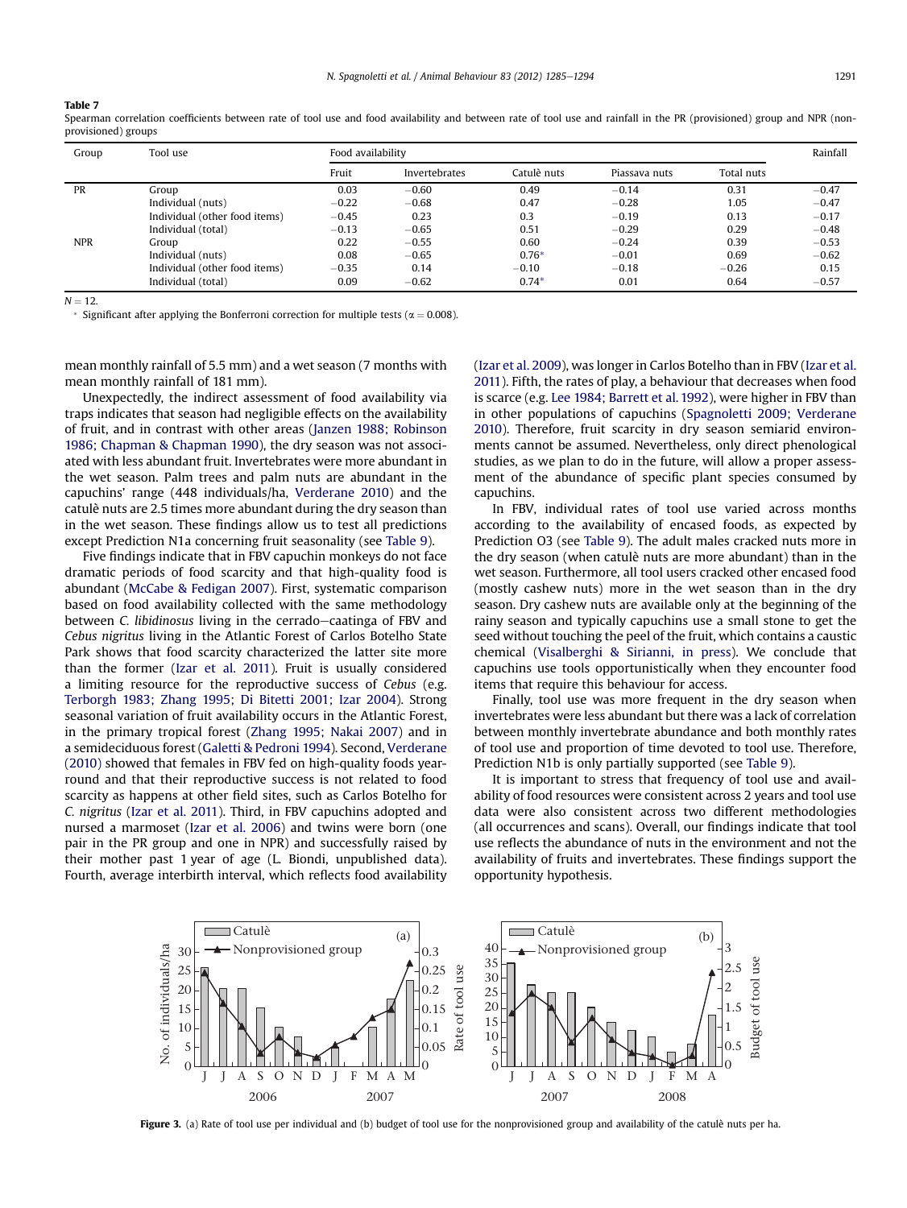**Table 7**

Spearman correlation coefficients between rate of tool use and food availability and between rate of tool use and rainfall in the PR (provisioned) group and NPR (nonprovisioned) groups

| Group | Tool use | Food availability | | | | | Rainfall |
|---|---|---|---|---|---|---|---|
| | | Fruit | Invertebrates | Catulè nuts | Piassava nuts | Total nuts | |
| PR | Group | 0.03 | −0.60 | 0.49 | −0.14 | 0.31 | −0.47 |
| | Individual (nuts) | −0.22 | −0.68 | 0.47 | −0.28 | 1.05 | −0.47 |
| | Individual (other food items) | −0.45 | 0.23 | 0.3 | −0.19 | 0.13 | −0.17 |
| | Individual (total) | −0.13 | −0.65 | 0.51 | −0.29 | 0.29 | −0.48 |
| NPR | Group | 0.22 | −0.55 | 0.60 | −0.24 | 0.39 | −0.53 |
| | Individual (nuts) | 0.08 | −0.65 | 0.76* | −0.01 | 0.69 | −0.62 |
| | Individual (other food items) | −0.35 | 0.14 | −0.10 | −0.18 | −0.26 | 0.15 |
| | Individual (total) | 0.09 | −0.62 | 0.74* | 0.01 | 0.64 | −0.57 |

$N = 12$.

\* Significant after applying the Bonferroni correction for multiple tests ($\alpha = 0.008$).

mean monthly rainfall of 5.5 mm) and a wet season (7 months with mean monthly rainfall of 181 mm).

Unexpectedly, the indirect assessment of food availability via traps indicates that season had negligible effects on the availability of fruit, and in contrast with other areas (Janzen 1988; Robinson 1986; Chapman & Chapman 1990), the dry season was not associated with less abundant fruit. Invertebrates were more abundant in the wet season. Palm trees and palm nuts are abundant in the capuchins' range (448 individuals/ha, Verderane 2010) and the catulè nuts are 2.5 times more abundant during the dry season than in the wet season. These findings allow us to test all predictions except Prediction N1a concerning fruit seasonality (see Table 9).

Five findings indicate that in FBV capuchin monkeys do not face dramatic periods of food scarcity and that high-quality food is abundant (McCabe & Fedigan 2007). First, systematic comparison based on food availability collected with the same methodology between *C. libidinosus* living in the cerrado–caatinga of FBV and *Cebus nigritus* living in the Atlantic Forest of Carlos Botelho State Park shows that food scarcity characterized the latter site more than the former (Izar et al. 2011). Fruit is usually considered a limiting resource for the reproductive success of *Cebus* (e.g. Terborgh 1983; Zhang 1995; Di Bitetti 2001; Izar 2004). Strong seasonal variation of fruit availability occurs in the Atlantic Forest, in the primary tropical forest (Zhang 1995; Nakai 2007) and in a semideciduous forest (Galetti & Pedroni 1994). Second, Verderane (2010) showed that females in FBV fed on high-quality foods year-round and that their reproductive success is not related to food scarcity as happens at other field sites, such as Carlos Botelho for *C. nigritus* (Izar et al. 2011). Third, in FBV capuchins adopted and nursed a marmoset (Izar et al. 2006) and twins were born (one pair in the PR group and one in NPR) and successfully raised by their mother past 1 year of age (L. Biondi, unpublished data). Fourth, average interbirth interval, which reflects food availability (Izar et al. 2009), was longer in Carlos Botelho than in FBV (Izar et al. 2011). Fifth, the rates of play, a behaviour that decreases when food is scarce (e.g. Lee 1984; Barrett et al. 1992), were higher in FBV than in other populations of capuchins (Spagnoletti 2009; Verderane 2010). Therefore, fruit scarcity in dry season semiarid environments cannot be assumed. Nevertheless, only direct phenological studies, as we plan to do in the future, will allow a proper assessment of the abundance of specific plant species consumed by capuchins.

In FBV, individual rates of tool use varied across months according to the availability of encased foods, as expected by Prediction O3 (see Table 9). The adult males cracked nuts more in the dry season (when catulè nuts are more abundant) than in the wet season. Furthermore, all tool users cracked other encased food (mostly cashew nuts) more in the wet season than in the dry season. Dry cashew nuts are available only at the beginning of the rainy season and typically capuchins use a small stone to get the seed without touching the peel of the fruit, which contains a caustic chemical (Visalberghi & Sirianni, in press). We conclude that capuchins use tools opportunistically when they encounter food items that require this behaviour for access.

Finally, tool use was more frequent in the dry season when invertebrates were less abundant but there was a lack of correlation between monthly invertebrate abundance and both monthly rates of tool use and proportion of time devoted to tool use. Therefore, Prediction N1b is only partially supported (see Table 9).

It is important to stress that frequency of tool use and availability of food resources were consistent across 2 years and tool use data were also consistent across two different methodologies (all occurrences and scans). Overall, our findings indicate that tool use reflects the abundance of nuts in the environment and not the availability of fruits and invertebrates. These findings support the opportunity hypothesis.

**Figure 3.** (a) Rate of tool use per individual and (b) budget of tool use for the nonprovisioned group and availability of the catulè nuts per ha.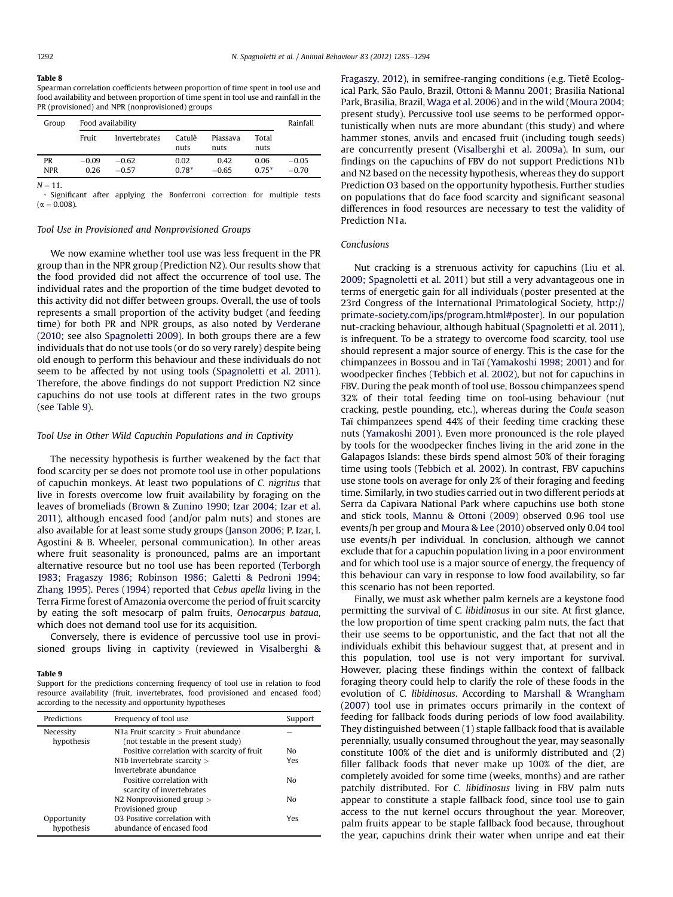**Table 8**

Spearman correlation coefficients between proportion of time spent in tool use and food availability and between proportion of time spent in tool use and rainfall in the PR (provisioned) and NPR (nonprovisioned) groups

| Group | Food availability | | | | | Rainfall |
|---|---|---|---|---|---|---|
| | Fruit | Invertebrates | Catulè nuts | Piassava nuts | Total nuts | |
| PR | −0.09 | −0.62 | 0.02 | 0.42 | 0.06 | −0.05 |
| NPR | 0.26 | −0.57 | 0.78* | −0.65 | 0.75* | −0.70 |

$N = 11$.

\* Significant after applying the Bonferroni correction for multiple tests ($\alpha = 0.008$).

### Tool Use in Provisioned and Nonprovisioned Groups

We now examine whether tool use was less frequent in the PR group than in the NPR group (Prediction N2). Our results show that the food provided did not affect the occurrence of tool use. The individual rates and the proportion of the time budget devoted to this activity did not differ between groups. Overall, the use of tools represents a small proportion of the activity budget (and feeding time) for both PR and NPR groups, as also noted by Verderane (2010; see also Spagnoletti 2009). In both groups there are a few individuals that do not use tools (or do so very rarely) despite being old enough to perform this behaviour and these individuals do not seem to be affected by not using tools (Spagnoletti et al. 2011). Therefore, the above findings do not support Prediction N2 since capuchins do not use tools at different rates in the two groups (see Table 9).

### Tool Use in Other Wild Capuchin Populations and in Captivity

The necessity hypothesis is further weakened by the fact that food scarcity per se does not promote tool use in other populations of capuchin monkeys. At least two populations of *C. nigritus* that live in forests overcome low fruit availability by foraging on the leaves of bromeliads (Brown & Zunino 1990; Izar 2004; Izar et al. 2011), although encased food (and/or palm nuts) and stones are also available for at least some study groups (Janson 2006; P. Izar, I. Agostini & B. Wheeler, personal communication). In other areas where fruit seasonality is pronounced, palms are an important alternative resource but no tool use has been reported (Terborgh 1983; Fragaszy 1986; Robinson 1986; Galetti & Pedroni 1994; Zhang 1995). Peres (1994) reported that *Cebus apella* living in the Terra Firme forest of Amazonia overcome the period of fruit scarcity by eating the soft mesocarp of palm fruits, *Oenocarpus bataua*, which does not demand tool use for its acquisition.

Conversely, there is evidence of percussive tool use in provisioned groups living in captivity (reviewed in Visalberghi & Fragaszy, 2012), in semifree-ranging conditions (e.g. Tietê Ecological Park, São Paulo, Brazil, Ottoni & Mannu 2001; Brasilia National Park, Brasilia, Brazil, Waga et al. 2006) and in the wild (Moura 2004; present study). Percussive tool use seems to be performed opportunistically when nuts are more abundant (this study) and where hammer stones, anvils and encased fruit (including tough seeds) are concurrently present (Visalberghi et al. 2009a). In sum, our findings on the capuchins of FBV do not support Predictions N1b and N2 based on the necessity hypothesis, whereas they do support Prediction O3 based on the opportunity hypothesis. Further studies on populations that do face food scarcity and significant seasonal differences in food resources are necessary to test the validity of Prediction N1a.

**Table 9**

Support for the predictions concerning frequency of tool use in relation to food resource availability (fruit, invertebrates, food provisioned and encased food) according to the necessity and opportunity hypotheses

| Predictions | Frequency of tool use | Support |
|---|---|---|
| Necessity hypothesis | N1a Fruit scarcity > Fruit abundance (not testable in the present study) | – |
| | Positive correlation with scarcity of fruit | No |
| | N1b Invertebrate scarcity > Invertebrate abundance | Yes |
| | Positive correlation with scarcity of invertebrates | No |
| | N2 Nonprovisioned group > Provisioned group | No |
| Opportunity hypothesis | O3 Positive correlation with abundance of encased food | Yes |

### Conclusions

Nut cracking is a strenuous activity for capuchins (Liu et al. 2009; Spagnoletti et al. 2011) but still a very advantageous one in terms of energetic gain for all individuals (poster presented at the 23rd Congress of the International Primatological Society, http://primate-society.com/ips/program.html#poster). In our population nut-cracking behaviour, although habitual (Spagnoletti et al. 2011), is infrequent. To be a strategy to overcome food scarcity, tool use should represent a major source of energy. This is the case for the chimpanzees in Bossou and in Taï (Yamakoshi 1998; 2001) and for woodpecker finches (Tebbich et al. 2002), but not for capuchins in FBV. During the peak month of tool use, Bossou chimpanzees spend 32% of their total feeding time on tool-using behaviour (nut cracking, pestle pounding, etc.), whereas during the *Coula* season Taï chimpanzees spend 44% of their feeding time cracking these nuts (Yamakoshi 2001). Even more pronounced is the role played by tools for the woodpecker finches living in the arid zone in the Galapagos Islands: these birds spend almost 50% of their foraging time using tools (Tebbich et al. 2002). In contrast, FBV capuchins use stone tools on average for only 2% of their foraging and feeding time. Similarly, in two studies carried out in two different periods at Serra da Capivara National Park where capuchins use both stone and stick tools, Mannu & Ottoni (2009) observed 0.96 tool use events/h per group and Moura & Lee (2010) observed only 0.04 tool use events/h per individual. In conclusion, although we cannot exclude that for a capuchin population living in a poor environment and for which tool use is a major source of energy, the frequency of this behaviour can vary in response to low food availability, so far this scenario has not been reported.

Finally, we must ask whether palm kernels are a keystone food permitting the survival of *C. libidinosus* in our site. At first glance, the low proportion of time spent cracking palm nuts, the fact that their use seems to be opportunistic, and the fact that not all the individuals exhibit this behaviour suggest that, at present and in this population, tool use is not very important for survival. However, placing these findings within the context of fallback foraging theory could help to clarify the role of these foods in the evolution of *C. libidinosus*. According to Marshall & Wrangham (2007) tool use in primates occurs primarily in the context of feeding for fallback foods during periods of low food availability. They distinguished between (1) staple fallback food that is available perennially, usually consumed throughout the year, may seasonally constitute 100% of the diet and is uniformly distributed and (2) filler fallback foods that never make up 100% of the diet, are completely avoided for some time (weeks, months) and are rather patchily distributed. For *C. libidinosus* living in FBV palm nuts appear to constitute a staple fallback food, since tool use to gain access to the nut kernel occurs throughout the year. Moreover, palm fruits appear to be staple fallback food because, throughout the year, capuchins drink their water when unripe and eat their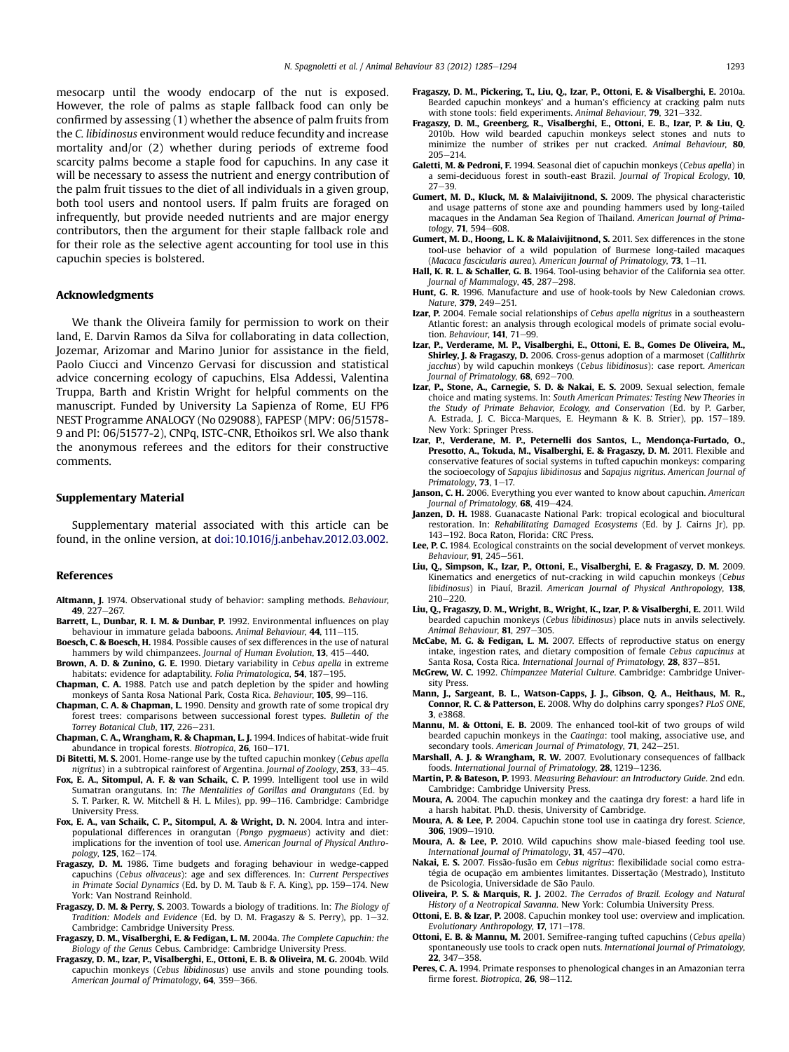mesocarp until the woody endocarp of the nut is exposed. However, the role of palms as staple fallback food can only be confirmed by assessing (1) whether the absence of palm fruits from the *C. libidinosus* environment would reduce fecundity and increase mortality and/or (2) whether during periods of extreme food scarcity palms become a staple food for capuchins. In any case it will be necessary to assess the nutrient and energy contribution of the palm fruit tissues to the diet of all individuals in a given group, both tool users and nontool users. If palm fruits are foraged on infrequently, but provide needed nutrients and are major energy contributors, then the argument for their staple fallback role and for their role as the selective agent accounting for tool use in this capuchin species is bolstered.

## Acknowledgments

We thank the Oliveira family for permission to work on their land, E. Darvin Ramos da Silva for collaborating in data collection, Jozemar, Arizomar and Marino Junior for assistance in the field, Paolo Ciucci and Vincenzo Gervasi for discussion and statistical advice concerning ecology of capuchins, Elsa Addessi, Valentina Truppa, Barth and Kristin Wright for helpful comments on the manuscript. Funded by University La Sapienza of Rome, EU FP6 NEST Programme ANALOGY (No 029088), FAPESP (MPV: 06/51578-9 and PI: 06/51577-2), CNPq, ISTC-CNR, Ethoikos srl. We also thank the anonymous referees and the editors for their constructive comments.

## Supplementary Material

Supplementary material associated with this article can be found, in the online version, at doi:10.1016/j.anbehav.2012.03.002.

## References

**Altmann, J.** 1974. Observational study of behavior: sampling methods. *Behaviour*, **49**, 227–267.

**Barrett, L., Dunbar, R. I. M. & Dunbar, P.** 1992. Environmental influences on play behaviour in immature gelada baboons. *Animal Behaviour*, **44**, 111–115.

**Boesch, C. & Boesch, H.** 1984. Possible causes of sex differences in the use of natural hammers by wild chimpanzees. *Journal of Human Evolution*, **13**, 415–440.

**Brown, A. D. & Zunino, G. E.** 1990. Dietary variability in *Cebus apella* in extreme habitats: evidence for adaptability. *Folia Primatologica*, **54**, 187–195.

**Chapman, C. A.** 1988. Patch use and patch depletion by the spider and howling monkeys of Santa Rosa National Park, Costa Rica. *Behaviour*, **105**, 99–116.

**Chapman, C. A. & Chapman, L.** 1990. Density and growth rate of some tropical dry forest trees: comparisons between successional forest types. *Bulletin of the Torrey Botanical Club*, **117**, 226–231.

**Chapman, C. A., Wrangham, R. & Chapman, L. J.** 1994. Indices of habitat-wide fruit abundance in tropical forests. *Biotropica*, **26**, 160–171.

**Di Bitetti, M. S.** 2001. Home-range use by the tufted capuchin monkey (*Cebus apella nigritus*) in a subtropical rainforest of Argentina. *Journal of Zoology*, **253**, 33–45.

**Fox, E. A., Sitompul, A. F. & van Schaik, C. P.** 1999. Intelligent tool use in wild Sumatran orangutans. In: *The Mentalities of Gorillas and Orangutans* (Ed. by S. T. Parker, R. W. Mitchell & H. L. Miles), pp. 99–116. Cambridge: Cambridge University Press.

**Fox, E. A., van Schaik, C. P., Sitompul, A. & Wright, D. N.** 2004. Intra and interpopulational differences in orangutan (*Pongo pygmaeus*) activity and diet: implications for the invention of tool use. *American Journal of Physical Anthropology*, **125**, 162–174.

**Fragaszy, D. M.** 1986. Time budgets and foraging behaviour in wedge-capped capuchins (*Cebus olivaceus*): age and sex differences. In: *Current Perspectives in Primate Social Dynamics* (Ed. by D. M. Taub & F. A. King), pp. 159–174. New York: Van Nostrand Reinhold.

**Fragaszy, D. M. & Perry, S.** 2003. Towards a biology of traditions. In: *The Biology of Tradition: Models and Evidence* (Ed. by D. M. Fragaszy & S. Perry), pp. 1–32. Cambridge: Cambridge University Press.

**Fragaszy, D. M., Visalberghi, E. & Fedigan, L. M.** 2004a. *The Complete Capuchin: the Biology of the Genus* Cebus. Cambridge: Cambridge University Press.

**Fragaszy, D. M., Izar, P., Visalberghi, E., Ottoni, E. B. & Oliveira, M. G.** 2004b. Wild capuchin monkeys (*Cebus libidinosus*) use anvils and stone pounding tools. *American Journal of Primatology*, **64**, 359–366.

**Fragaszy, D. M., Pickering, T., Liu, Q., Izar, P., Ottoni, E. & Visalberghi, E.** 2010a. Bearded capuchin monkeys' and a human's efficiency at cracking palm nuts with stone tools: field experiments. *Animal Behaviour*, **79**, 321–332.

**Fragaszy, D. M., Greenberg, R., Visalberghi, E., Ottoni, E. B., Izar, P. & Liu, Q.** 2010b. How wild bearded capuchin monkeys select stones and nuts to minimize the number of strikes per nut cracked. *Animal Behaviour*, **80**, 205–214.

**Galetti, M. & Pedroni, F.** 1994. Seasonal diet of capuchin monkeys (*Cebus apella*) in a semi-deciduous forest in south-east Brazil. *Journal of Tropical Ecology*, **10**, 27–39.

**Gumert, M. D., Kluck, M. & Malaivijitnond, S.** 2009. The physical characteristic and usage patterns of stone axe and pounding hammers used by long-tailed macaques in the Andaman Sea Region of Thailand. *American Journal of Primatology*, **71**, 594–608.

**Gumert, M. D., Hoong, L. K. & Malaivijitnond, S.** 2011. Sex differences in the stone tool-use behavior of a wild population of Burmese long-tailed macaques (*Macaca fascicularis aurea*). *American Journal of Primatology*, **73**, 1–11.

**Hall, K. R. L. & Schaller, G. B.** 1964. Tool-using behavior of the California sea otter. *Journal of Mammalogy*, **45**, 287–298.

**Hunt, G. R.** 1996. Manufacture and use of hook-tools by New Caledonian crows. *Nature*, **379**, 249–251.

**Izar, P.** 2004. Female social relationships of *Cebus apella nigritus* in a southeastern Atlantic forest: an analysis through ecological models of primate social evolution. *Behaviour*, **141**, 71–99.

**Izar, P., Verderame, M. P., Visalberghi, E., Ottoni, E. B., Gomes De Oliveira, M., Shirley, J. & Fragaszy, D.** 2006. Cross-genus adoption of a marmoset (*Callithrix jacchus*) by wild capuchin monkeys (*Cebus libidinosus*): case report. *American Journal of Primatology*, **68**, 692–700.

**Izar, P., Stone, A., Carnegie, S. D. & Nakai, E. S.** 2009. Sexual selection, female choice and mating systems. In: *South American Primates: Testing New Theories in the Study of Primate Behavior, Ecology, and Conservation* (Ed. by P. Garber, A. Estrada, J. C. Bicca-Marques, E. Heymann & K. B. Strier), pp. 157–189. New York: Springer Press.

**Izar, P., Verderame, M. P., Peternelli dos Santos, L., Mendonça-Furtado, O., Presotto, A., Tokuda, M., Visalberghi, E. & Fragaszy, D. M.** 2011. Flexible and conservative features of social systems in tufted capuchin monkeys: comparing the socioecology of *Sapajus libidinosus* and *Sapajus nigritus*. *American Journal of Primatology*, **73**, 1–17.

**Janson, C. H.** 2006. Everything you ever wanted to know about capuchin. *American Journal of Primatology*, **68**, 419–424.

**Janzen, D. H.** 1988. Guanacaste National Park: tropical ecological and biocultural restoration. In: *Rehabilitating Damaged Ecosystems* (Ed. by J. Cairns Jr), pp. 143–192. Boca Raton, Florida: CRC Press.

**Lee, P. C.** 1984. Ecological constraints on the social development of vervet monkeys. *Behaviour*, **91**, 245–561.

**Liu, Q., Simpson, K., Izar, P., Ottoni, E., Visalberghi, E. & Fragaszy, D. M.** 2009. Kinematics and energetics of nut-cracking in wild capuchin monkeys (*Cebus libidinosus*) in Piauí, Brazil. *American Journal of Physical Anthropology*, **138**, 210–220.

**Liu, Q., Fragaszy, D. M., Wright, B., Wright, K., Izar, P. & Visalberghi, E.** 2011. Wild bearded capuchin monkeys (*Cebus libidinosus*) place nuts in anvils selectively. *Animal Behaviour*, **81**, 297–305.

**McCabe, M. G. & Fedigan, L. M.** 2007. Effects of reproductive status on energy intake, ingestion rates, and dietary composition of female *Cebus capucinus* at Santa Rosa, Costa Rica. *International Journal of Primatology*, **28**, 837–851.

**McGrew, W. C.** 1992. *Chimpanzee Material Culture*. Cambridge: Cambridge University Press.

**Mann, J., Sargeant, B. L., Watson-Capps, J. J., Gibson, Q. A., Heithaus, M. R., Connor, R. C. & Patterson, E.** 2008. Why do dolphins carry sponges? *PLoS ONE*, **3**, e3868.

**Mannu, M. & Ottoni, E. B.** 2009. The enhanced tool-kit of two groups of wild bearded capuchin monkeys in the *Caatinga*: tool making, associative use, and secondary tools. *American Journal of Primatology*, **71**, 242–251.

**Marshall, A. J. & Wrangham, R. W.** 2007. Evolutionary consequences of fallback foods. *International Journal of Primatology*, **28**, 1219–1236.

**Martin, P. & Bateson, P.** 1993. *Measuring Behaviour: an Introductory Guide*. 2nd edn. Cambridge: Cambridge University Press.

**Moura, A.** 2004. The capuchin monkey and the caatinga dry forest: a hard life in a harsh habitat. Ph.D. thesis, University of Cambridge.

**Moura, A. & Lee, P.** 2004. Capuchin stone tool use in caatinga dry forest. *Science*, **306**, 1909–1910.

**Moura, A. & Lee, P.** 2010. Wild capuchins show male-biased feeding tool use. *International Journal of Primatology*, **31**, 457–470.

**Nakai, E. S.** 2007. Fissão-fusão em *Cebus nigritus*: flexibilidade social como estratégia de ocupação em ambientes limitantes. Dissertação (Mestrado), Instituto de Psicologia, Universidade de São Paulo.

**Oliveira, P. S. & Marquis, R. J.** 2002. *The Cerrados of Brazil. Ecology and Natural History of a Neotropical Savanna*. New York: Columbia University Press.

**Ottoni, E. B. & Izar, P.** 2008. Capuchin monkey tool use: overview and implication. *Evolutionary Anthropology*, **17**, 171–178.

**Ottoni, E. B. & Mannu, M.** 2001. Semifree-ranging tufted capuchins (*Cebus apella*) spontaneously use tools to crack open nuts. *International Journal of Primatology*, **22**, 347–358.

**Peres, C. A.** 1994. Primate responses to phenological changes in an Amazonian terra firme forest. *Biotropica*, **26**, 98–112.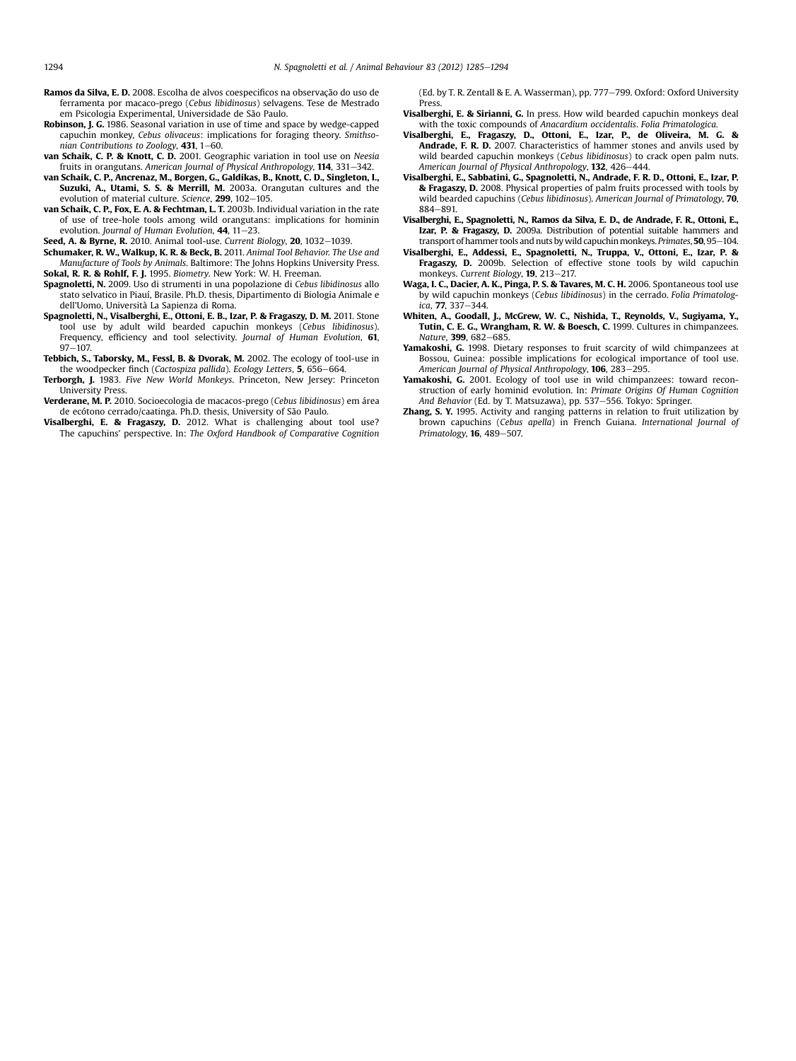**Ramos da Silva, E. D.** 2008. Escolha de alvos coespecíficos na observação do uso de ferramenta por macaco-prego (*Cebus libidinosus*) selvagens. Tese de Mestrado em Psicologia Experimental, Universidade de São Paulo.

**Robinson, J. G.** 1986. Seasonal variation in use of time and space by wedge-capped capuchin monkey, *Cebus olivaceus*: implications for foraging theory. *Smithsonian Contributions to Zoology*, **431**, 1–60.

**van Schaik, C. P. & Knott, C. D.** 2001. Geographic variation in tool use on *Neesia* fruits in orangutans. *American Journal of Physical Anthropology*, **114**, 331–342.

**van Schaik, C. P., Ancrenaz, M., Borgen, G., Galdikas, B., Knott, C. D., Singleton, I., Suzuki, A., Utami, S. S. & Merrill, M.** 2003a. Orangutan cultures and the evolution of material culture. *Science*, **299**, 102–105.

**van Schaik, C. P., Fox, E. A. & Fechtman, L. T.** 2003b. Individual variation in the rate of use of tree-hole tools among wild orangutans: implications for hominin evolution. *Journal of Human Evolution*, **44**, 11–23.

**Seed, A. & Byrne, R.** 2010. Animal tool-use. *Current Biology*, **20**, 1032–1039.

**Schumaker, R. W., Walkup, K. R. & Beck, B.** 2011. *Animal Tool Behavior. The Use and Manufacture of Tools by Animals*. Baltimore: The Johns Hopkins University Press.

**Sokal, R. R. & Rohlf, F. J.** 1995. *Biometry*. New York: W. H. Freeman.

**Spagnoletti, N.** 2009. Uso di strumenti in una popolazione di *Cebus libidinosus* allo stato selvatico in Piauí, Brasile. Ph.D. thesis, Dipartimento di Biologia Animale e dell'Uomo, Università La Sapienza di Roma.

**Spagnoletti, N., Visalberghi, E., Ottoni, E. B., Izar, P. & Fragaszy, D. M.** 2011. Stone tool use by adult wild bearded capuchin monkeys (*Cebus libidinosus*). Frequency, efficiency and tool selectivity. *Journal of Human Evolution*, **61**, 97–107.

**Tebbich, S., Taborsky, M., Fessl, B. & Dvorak, M.** 2002. The ecology of tool-use in the woodpecker finch (*Cactospiza pallida*). *Ecology Letters*, **5**, 656–664.

**Terborgh, J.** 1983. *Five New World Monkeys*. Princeton, New Jersey: Princeton University Press.

**Verderane, M. P.** 2010. Socioecologia de macacos-prego (*Cebus libidinosus*) em área de ecótono cerrado/caatinga. Ph.D. thesis, University of São Paulo.

**Visalberghi, E. & Fragaszy, D.** 2012. What is challenging about tool use? The capuchins' perspective. In: *The Oxford Handbook of Comparative Cognition* (Ed. by T. R. Zentall & E. A. Wasserman), pp. 777–799. Oxford: Oxford University Press.

**Visalberghi, E. & Sirianni, G.** In press. How wild bearded capuchin monkeys deal with the toxic compounds of *Anacardium occidentalis*. *Folia Primatologica*.

**Visalberghi, E., Fragaszy, D., Ottoni, E., Izar, P., de Oliveira, M. G. & Andrade, F. R. D.** 2007. Characteristics of hammer stones and anvils used by wild bearded capuchin monkeys (*Cebus libidinosus*) to crack open palm nuts. *American Journal of Physical Anthropology*, **132**, 426–444.

**Visalberghi, E., Sabbatini, G., Spagnoletti, N., Andrade, F. R. D., Ottoni, E., Izar, P. & Fragaszy, D.** 2008. Physical properties of palm fruits processed with tools by wild bearded capuchins (*Cebus libidinosus*). *American Journal of Primatology*, **70**, 884–891.

**Visalberghi, E., Spagnoletti, N., Ramos da Silva, E. D., de Andrade, F. R., Ottoni, E., Izar, P. & Fragaszy, D.** 2009a. Distribution of potential suitable hammers and transport of hammer tools and nuts by wild capuchin monkeys. *Primates*, **50**, 95–104.

**Visalberghi, E., Addessi, E., Spagnoletti, N., Truppa, V., Ottoni, E., Izar, P. & Fragaszy, D.** 2009b. Selection of effective stone tools by wild capuchin monkeys. *Current Biology*, **19**, 213–217.

**Waga, I. C., Dacier, A. K., Pinga, P. S. & Tavares, M. C. H.** 2006. Spontaneous tool use by wild capuchin monkeys (*Cebus libidinosus*) in the cerrado. *Folia Primatologica*, **77**, 337–344.

**Whiten, A., Goodall, J., McGrew, W. C., Nishida, T., Reynolds, V., Sugiyama, Y., Tutin, C. E. G., Wrangham, R. W. & Boesch, C.** 1999. Cultures in chimpanzees. *Nature*, **399**, 682–685.

**Yamakoshi, G.** 1998. Dietary responses to fruit scarcity of wild chimpanzees at Bossou, Guinea: possible implications for ecological importance of tool use. *American Journal of Physical Anthropology*, **106**, 283–295.

**Yamakoshi, G.** 2001. Ecology of tool use in wild chimpanzees: toward reconstruction of early hominid evolution. In: *Primate Origins Of Human Cognition And Behavior* (Ed. by T. Matsuzawa), pp. 537–556. Tokyo: Springer.

**Zhang, S. Y.** 1995. Activity and ranging patterns in relation to fruit utilization by brown capuchins (*Cebus apella*) in French Guiana. *International Journal of Primatology*, **16**, 489–507.